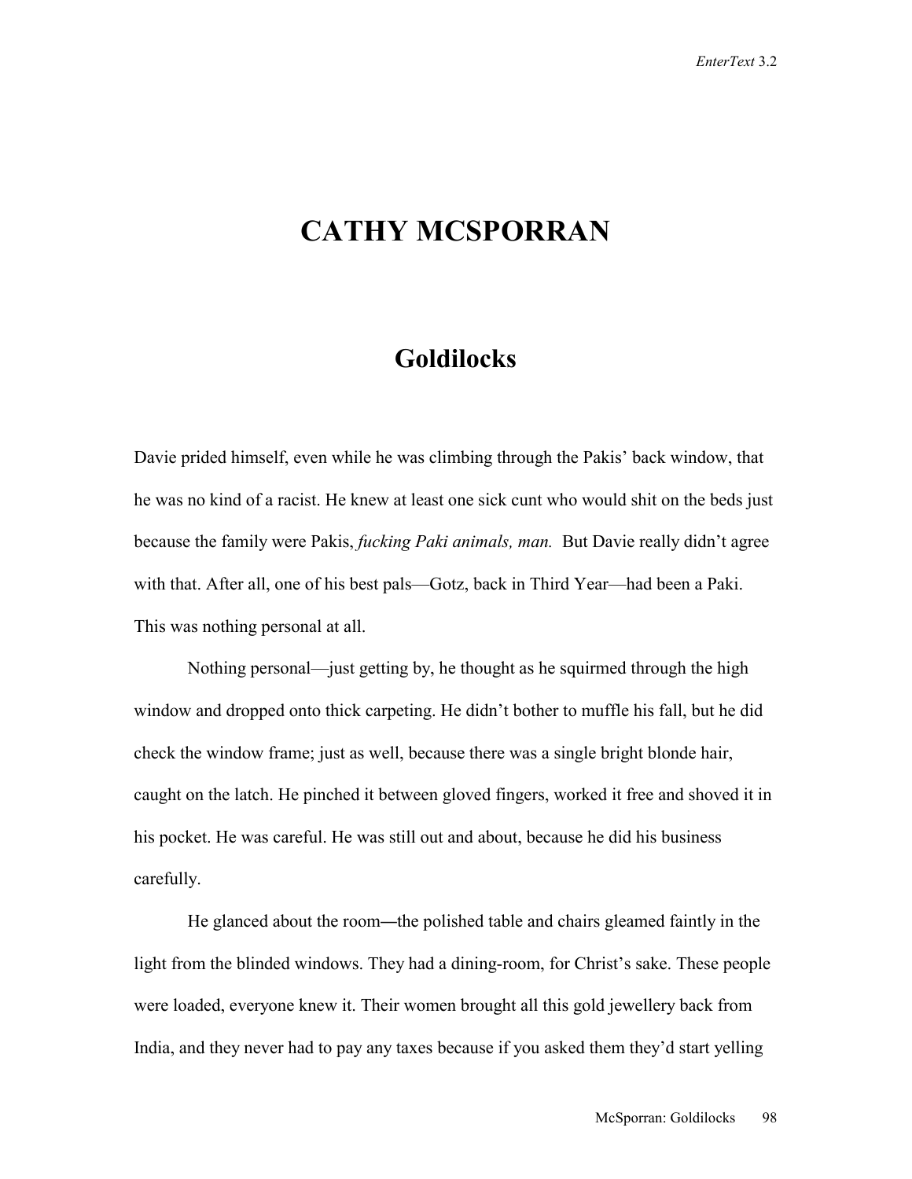# CATHY MCSPORRAN

## Goldilocks

Davie prided himself, even while he was climbing through the Pakis' back window, that he was no kind of a racist. He knew at least one sick cunt who would shit on the beds just because the family were Pakis, *fucking Paki animals, man.* But Davie really didn't agree with that. After all, one of his best pals—Gotz, back in Third Year—had been a Paki. This was nothing personal at all.

Nothing personal—just getting by, he thought as he squirmed through the high window and dropped onto thick carpeting. He didn't bother to muffle his fall, but he did check the window frame; just as well, because there was a single bright blonde hair, caught on the latch. He pinched it between gloved fingers, worked it free and shoved it in his pocket. He was careful. He was still out and about, because he did his business carefully.

He glanced about the room—the polished table and chairs gleamed faintly in the light from the blinded windows. They had a dining-room, for Christ's sake. These people were loaded, everyone knew it. Their women brought all this gold jewellery back from India, and they never had to pay any taxes because if you asked them they'd start yelling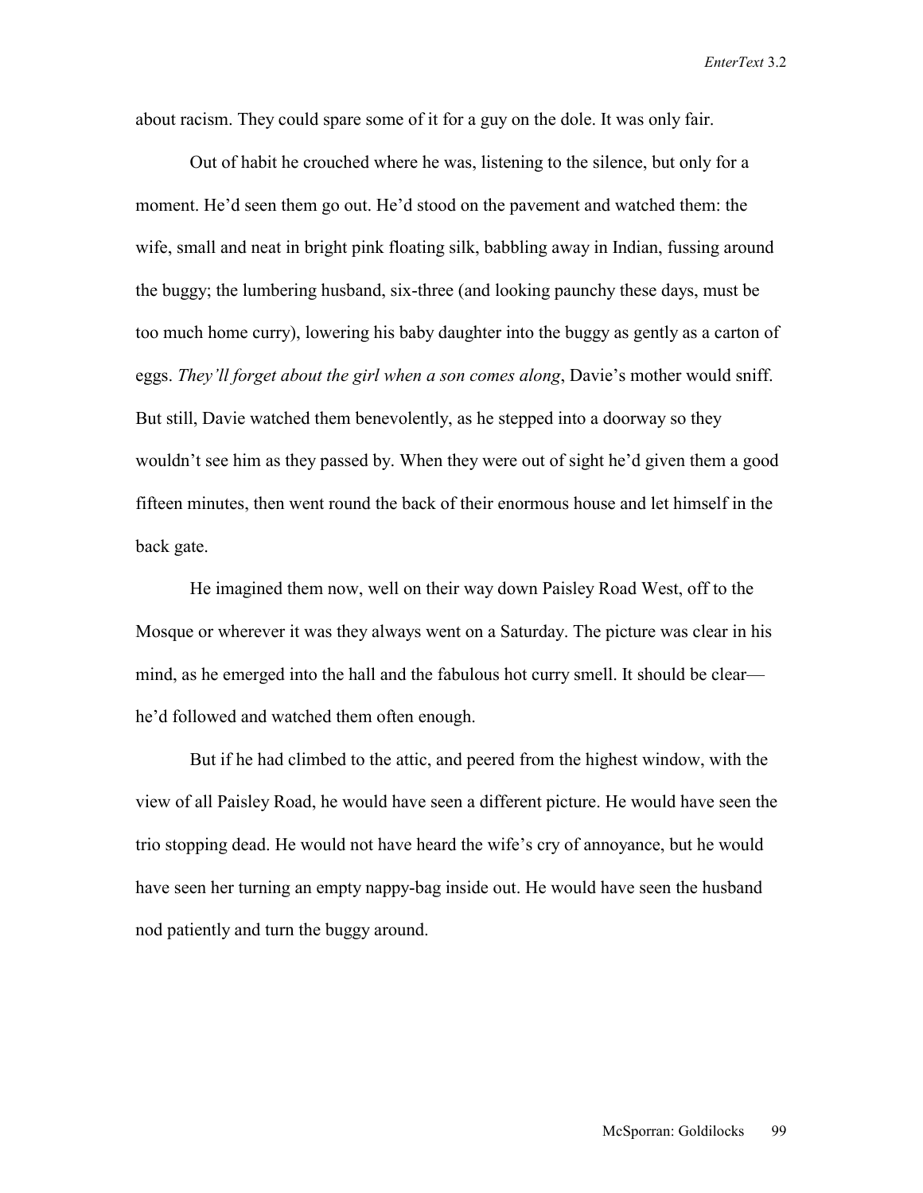about racism. They could spare some of it for a guy on the dole. It was only fair.

Out of habit he crouched where he was, listening to the silence, but only for a moment. He'd seen them go out. He'd stood on the pavement and watched them: the wife, small and neat in bright pink floating silk, babbling away in Indian, fussing around the buggy; the lumbering husband, six-three (and looking paunchy these days, must be too much home curry), lowering his baby daughter into the buggy as gently as a carton of eggs. *They'll forget about the girl when a son comes along*, Davie's mother would sniff. But still, Davie watched them benevolently, as he stepped into a doorway so they wouldn't see him as they passed by. When they were out of sight he'd given them a good fifteen minutes, then went round the back of their enormous house and let himself in the back gate.

He imagined them now, well on their way down Paisley Road West, off to the Mosque or wherever it was they always went on a Saturday. The picture was clear in his mind, as he emerged into the hall and the fabulous hot curry smell. It should be clear—he'd followed and watched them often enough.

But if he had climbed to the attic, and peered from the highest window, with the view of all Paisley Road, he would have seen a different picture. He would have seen the trio stopping dead. He would not have heard the wife's cry of annoyance, but he would have seen her turning an empty nappy-bag inside out. He would have seen the husband nod patiently and turn the buggy around.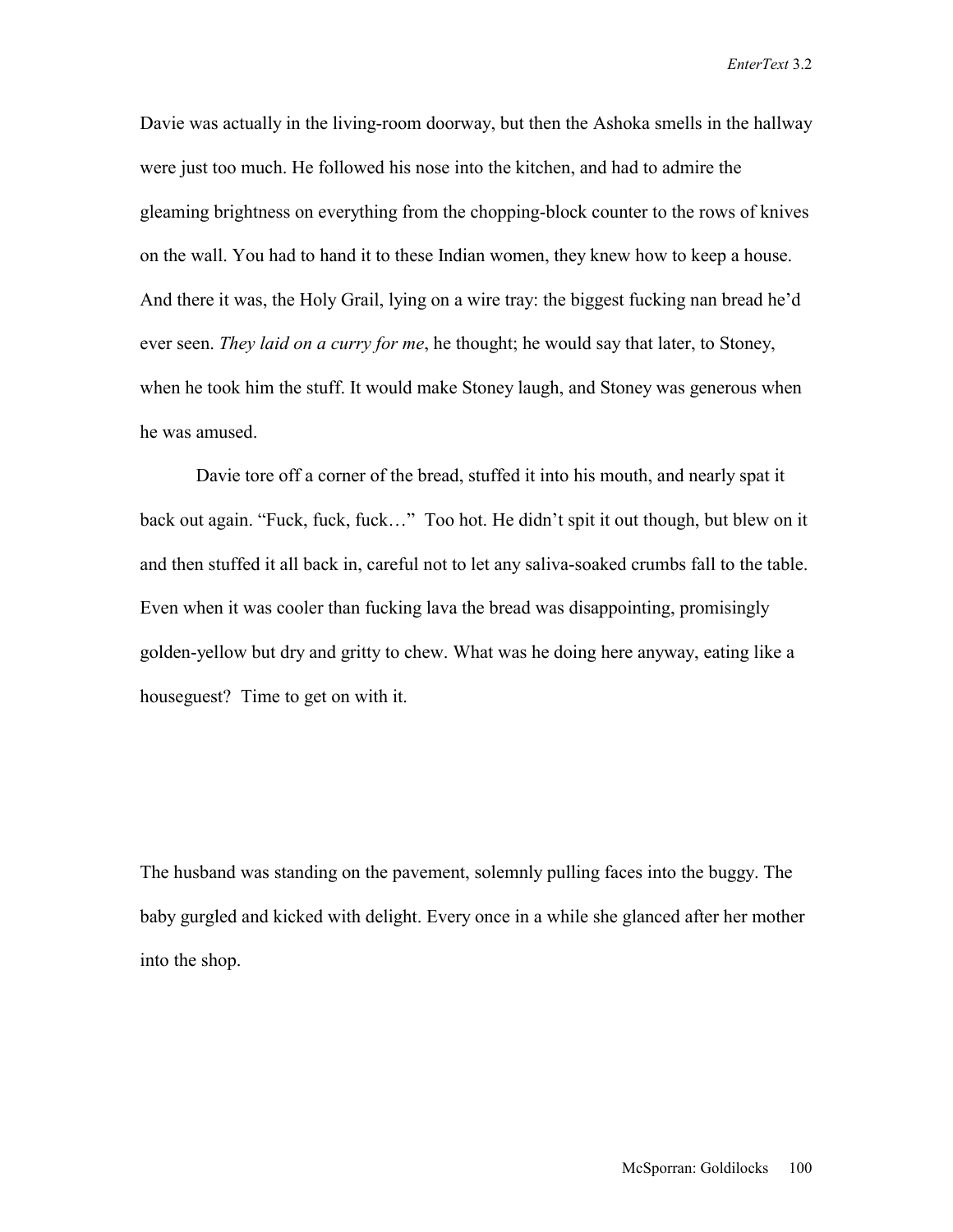Davie was actually in the living-room doorway, but then the Ashoka smells in the hallway were just too much. He followed his nose into the kitchen, and had to admire the gleaming brightness on everything from the chopping-block counter to the rows of knives on the wall. You had to hand it to these Indian women, they knew how to keep a house. And there it was, the Holy Grail, lying on a wire tray: the biggest fucking nan bread he'd ever seen. *They laid on a curry for me*, he thought; he would say that later, to Stoney, when he took him the stuff. It would make Stoney laugh, and Stoney was generous when he was amused.

Davie tore off a corner of the bread, stuffed it into his mouth, and nearly spat it back out again. "Fuck, fuck, fuck…" Too hot. He didn't spit it out though, but blew on it and then stuffed it all back in, careful not to let any saliva-soaked crumbs fall to the table. Even when it was cooler than fucking lava the bread was disappointing, promisingly golden-yellow but dry and gritty to chew. What was he doing here anyway, eating like a houseguest? Time to get on with it.

The husband was standing on the pavement, solemnly pulling faces into the buggy. The baby gurgled and kicked with delight. Every once in a while she glanced after her mother into the shop.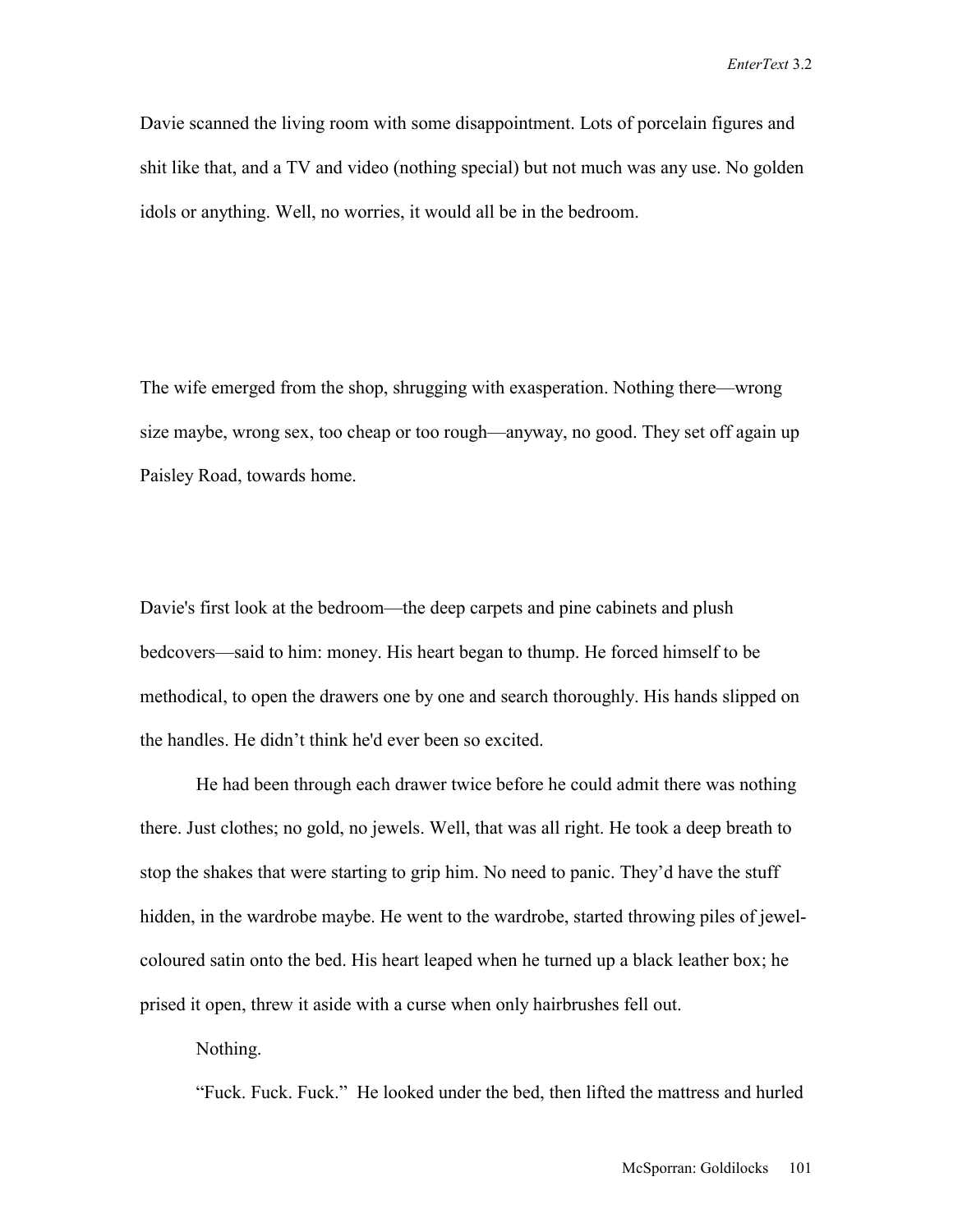Davie scanned the living room with some disappointment. Lots of porcelain figures and shit like that, and a TV and video (nothing special) but not much was any use. No golden idols or anything. Well, no worries, it would all be in the bedroom.

The wife emerged from the shop, shrugging with exasperation. Nothing there—wrong size maybe, wrong sex, too cheap or too rough—anyway, no good. They set off again up Paisley Road, towards home.

Davie's first look at the bedroom—the deep carpets and pine cabinets and plush bedcovers—said to him: money. His heart began to thump. He forced himself to be methodical, to open the drawers one by one and search thoroughly. His hands slipped on the handles. He didn't think he'd ever been so excited.

He had been through each drawer twice before he could admit there was nothing there. Just clothes; no gold, no jewels. Well, that was all right. He took a deep breath to stop the shakes that were starting to grip him. No need to panic. They'd have the stuff hidden, in the wardrobe maybe. He went to the wardrobe, started throwing piles of jewel-coloured satin onto the bed. His heart leaped when he turned up a black leather box; he prised it open, threw it aside with a curse when only hairbrushes fell out.

Nothing.

"Fuck. Fuck. Fuck." He looked under the bed, then lifted the mattress and hurled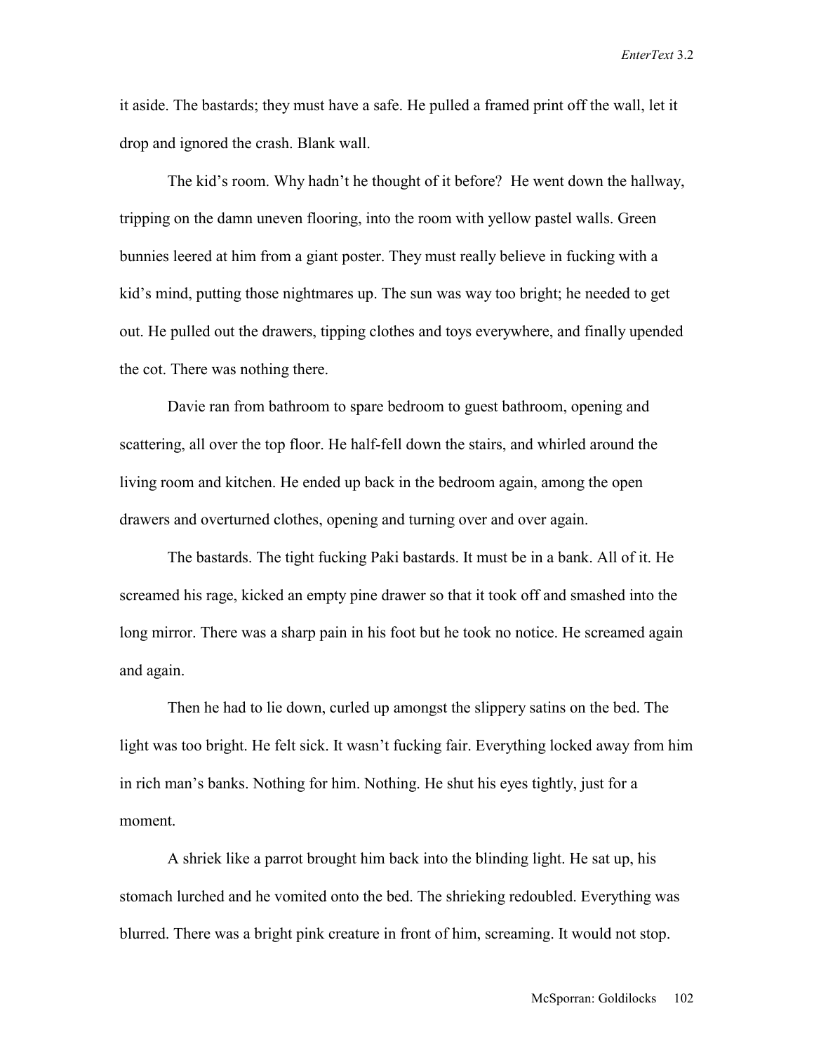it aside. The bastards; they must have a safe. He pulled a framed print off the wall, let it drop and ignored the crash. Blank wall.

The kid's room. Why hadn't he thought of it before? He went down the hallway, tripping on the damn uneven flooring, into the room with yellow pastel walls. Green bunnies leered at him from a giant poster. They must really believe in fucking with a kid's mind, putting those nightmares up. The sun was way too bright; he needed to get out. He pulled out the drawers, tipping clothes and toys everywhere, and finally upended the cot. There was nothing there.

Davie ran from bathroom to spare bedroom to guest bathroom, opening and scattering, all over the top floor. He half-fell down the stairs, and whirled around the living room and kitchen. He ended up back in the bedroom again, among the open drawers and overturned clothes, opening and turning over and over again.

The bastards. The tight fucking Paki bastards. It must be in a bank. All of it. He screamed his rage, kicked an empty pine drawer so that it took off and smashed into the long mirror. There was a sharp pain in his foot but he took no notice. He screamed again and again.

Then he had to lie down, curled up amongst the slippery satins on the bed. The light was too bright. He felt sick. It wasn't fucking fair. Everything locked away from him in rich man's banks. Nothing for him. Nothing. He shut his eyes tightly, just for a moment.

A shriek like a parrot brought him back into the blinding light. He sat up, his stomach lurched and he vomited onto the bed. The shrieking redoubled. Everything was blurred. There was a bright pink creature in front of him, screaming. It would not stop.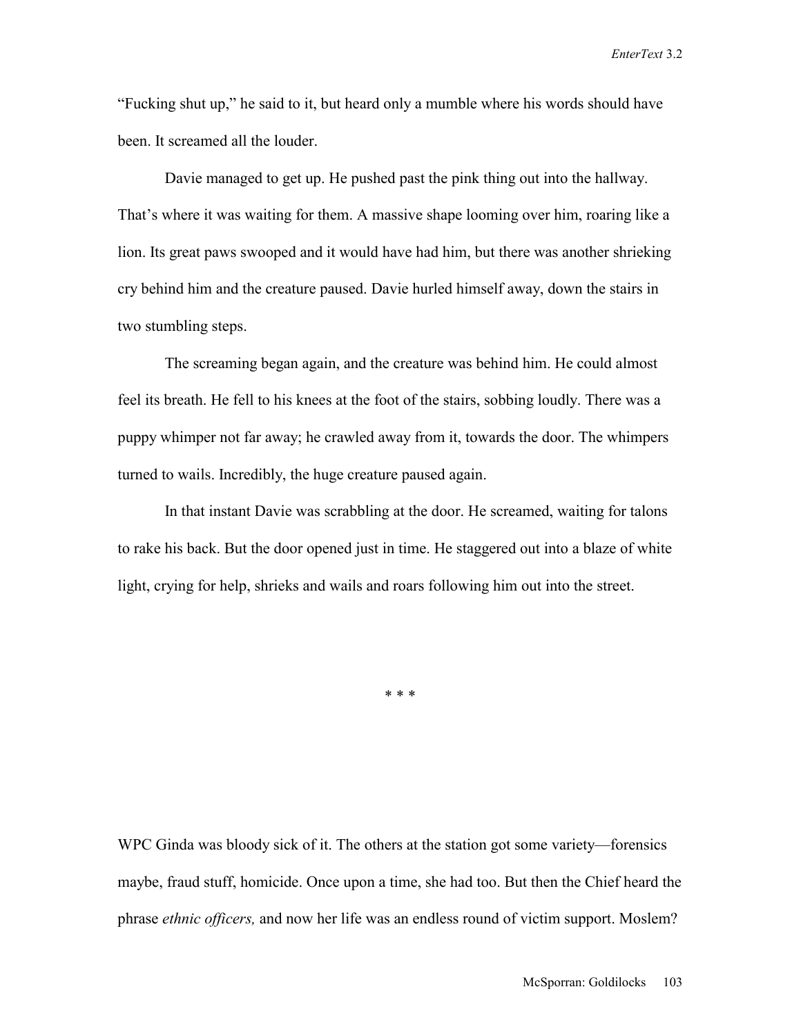"Fucking shut up," he said to it, but heard only a mumble where his words should have been. It screamed all the louder.

Davie managed to get up. He pushed past the pink thing out into the hallway. That's where it was waiting for them. A massive shape looming over him, roaring like a lion. Its great paws swooped and it would have had him, but there was another shrieking cry behind him and the creature paused. Davie hurled himself away, down the stairs in two stumbling steps.

The screaming began again, and the creature was behind him. He could almost feel its breath. He fell to his knees at the foot of the stairs, sobbing loudly. There was a puppy whimper not far away; he crawled away from it, towards the door. The whimpers turned to wails. Incredibly, the huge creature paused again.

In that instant Davie was scrabbling at the door. He screamed, waiting for talons to rake his back. But the door opened just in time. He staggered out into a blaze of white light, crying for help, shrieks and wails and roars following him out into the street.

\* \* \*

WPC Ginda was bloody sick of it. The others at the station got some variety—forensics maybe, fraud stuff, homicide. Once upon a time, she had too. But then the Chief heard the phrase *ethnic officers,* and now her life was an endless round of victim support. Moslem?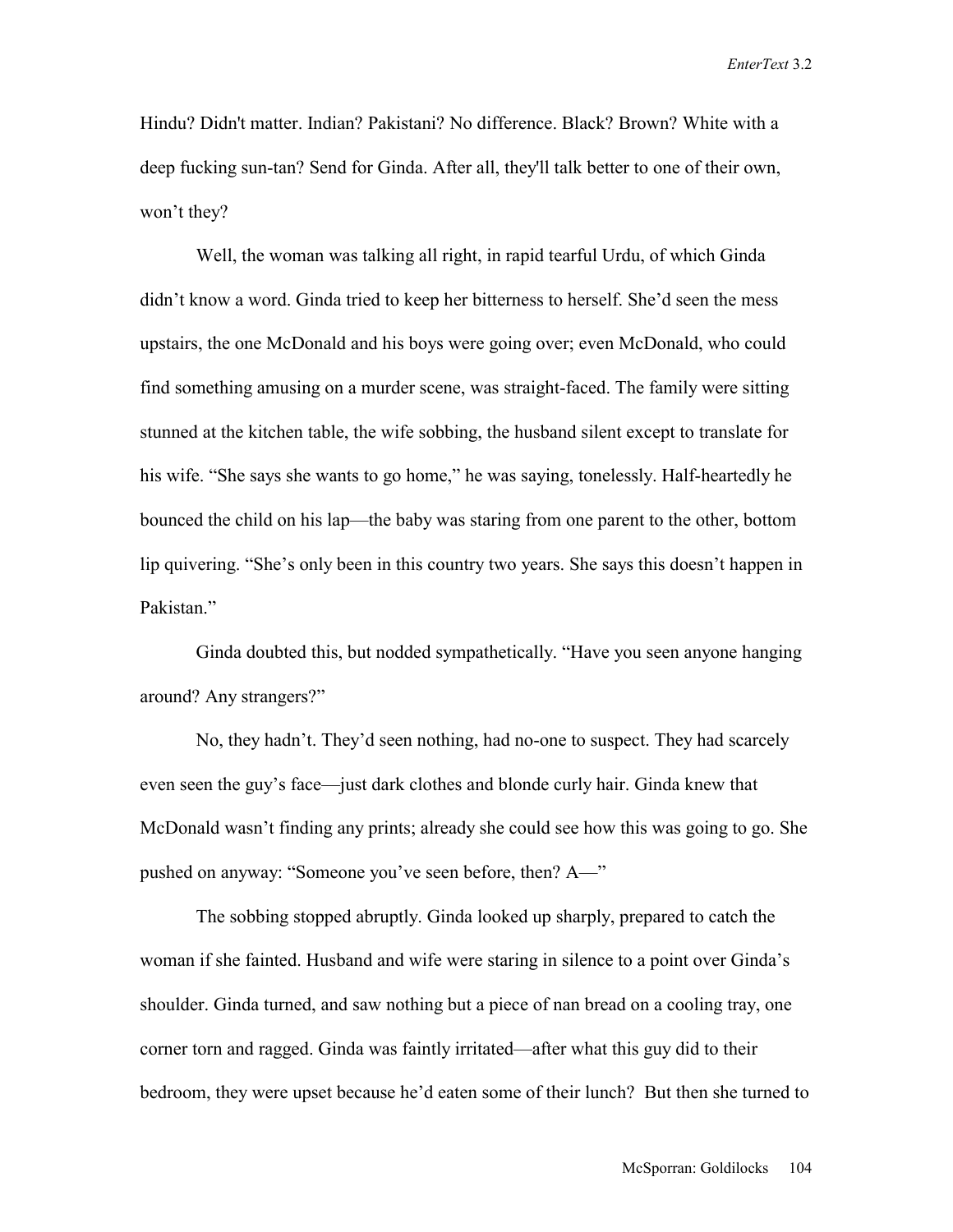Hindu? Didn't matter. Indian? Pakistani? No difference. Black? Brown? White with a deep fucking sun-tan? Send for Ginda. After all, they'll talk better to one of their own, won't they?

Well, the woman was talking all right, in rapid tearful Urdu, of which Ginda didn't know a word. Ginda tried to keep her bitterness to herself. She'd seen the mess upstairs, the one McDonald and his boys were going over; even McDonald, who could find something amusing on a murder scene, was straight-faced. The family were sitting stunned at the kitchen table, the wife sobbing, the husband silent except to translate for his wife. "She says she wants to go home," he was saying, tonelessly. Half-heartedly he bounced the child on his lap—the baby was staring from one parent to the other, bottom lip quivering. "She's only been in this country two years. She says this doesn't happen in Pakistan."

Ginda doubted this, but nodded sympathetically. "Have you seen anyone hanging around? Any strangers?"

No, they hadn't. They'd seen nothing, had no-one to suspect. They had scarcely even seen the guy's face—just dark clothes and blonde curly hair. Ginda knew that McDonald wasn't finding any prints; already she could see how this was going to go. She pushed on anyway: "Someone you've seen before, then? A—"

The sobbing stopped abruptly. Ginda looked up sharply, prepared to catch the woman if she fainted. Husband and wife were staring in silence to a point over Ginda's shoulder. Ginda turned, and saw nothing but a piece of nan bread on a cooling tray, one corner torn and ragged. Ginda was faintly irritated—after what this guy did to their bedroom, they were upset because he'd eaten some of their lunch? But then she turned to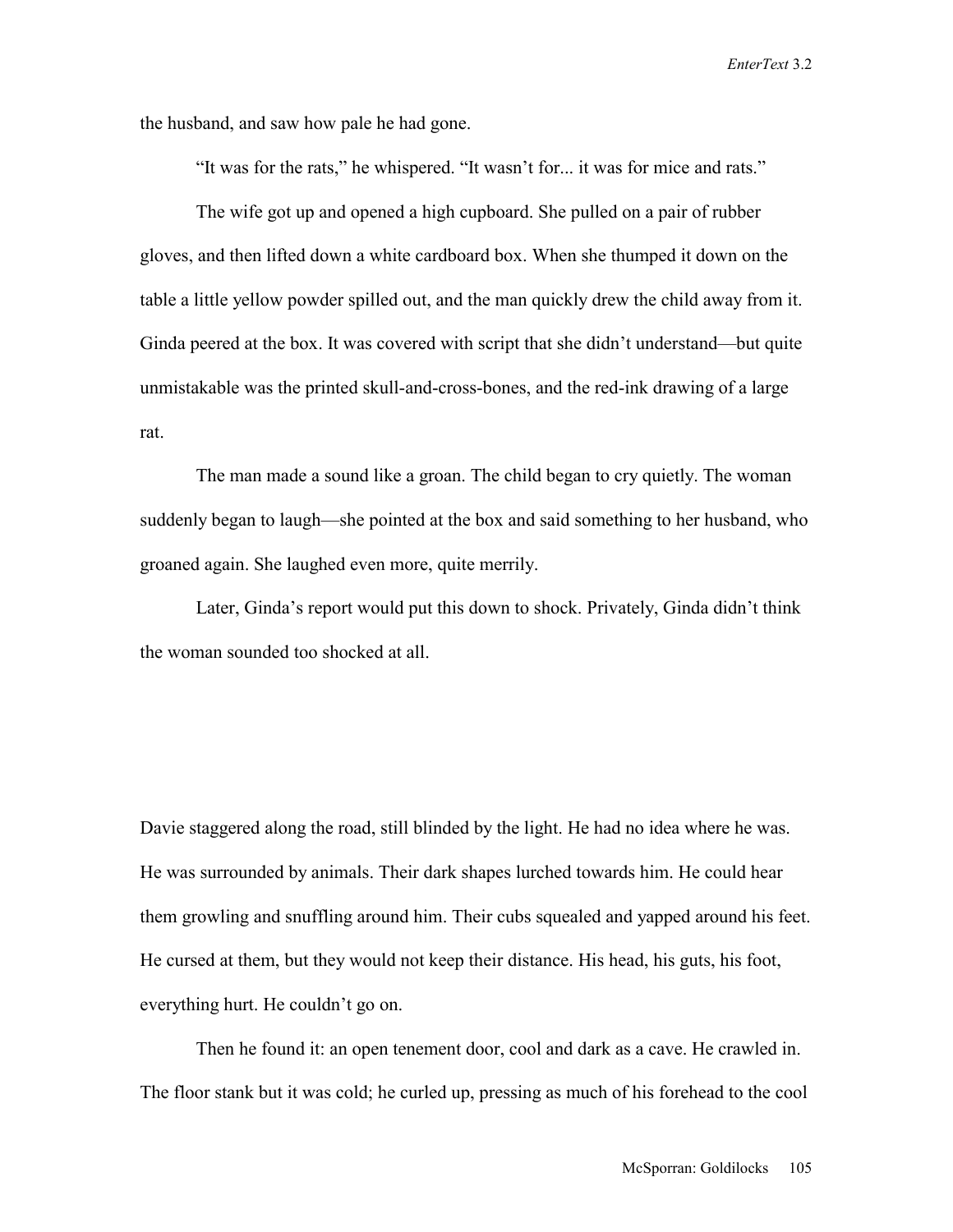the husband, and saw how pale he had gone.

“It was for the rats,” he whispered. “It wasn’t for... it was for mice and rats.”

The wife got up and opened a high cupboard. She pulled on a pair of rubber gloves, and then lifted down a white cardboard box. When she thumped it down on the table a little yellow powder spilled out, and the man quickly drew the child away from it. Ginda peered at the box. It was covered with script that she didn’t understand—but quite unmistakable was the printed skull-and-cross-bones, and the red-ink drawing of a large rat.

The man made a sound like a groan. The child began to cry quietly. The woman suddenly began to laugh—she pointed at the box and said something to her husband, who groaned again. She laughed even more, quite merrily.

Later, Ginda’s report would put this down to shock. Privately, Ginda didn’t think the woman sounded too shocked at all.

Davie staggered along the road, still blinded by the light. He had no idea where he was. He was surrounded by animals. Their dark shapes lurched towards him. He could hear them growling and snuffling around him. Their cubs squealed and yapped around his feet. He cursed at them, but they would not keep their distance. His head, his guts, his foot, everything hurt. He couldn’t go on.

Then he found it: an open tenement door, cool and dark as a cave. He crawled in. The floor stank but it was cold; he curled up, pressing as much of his forehead to the cool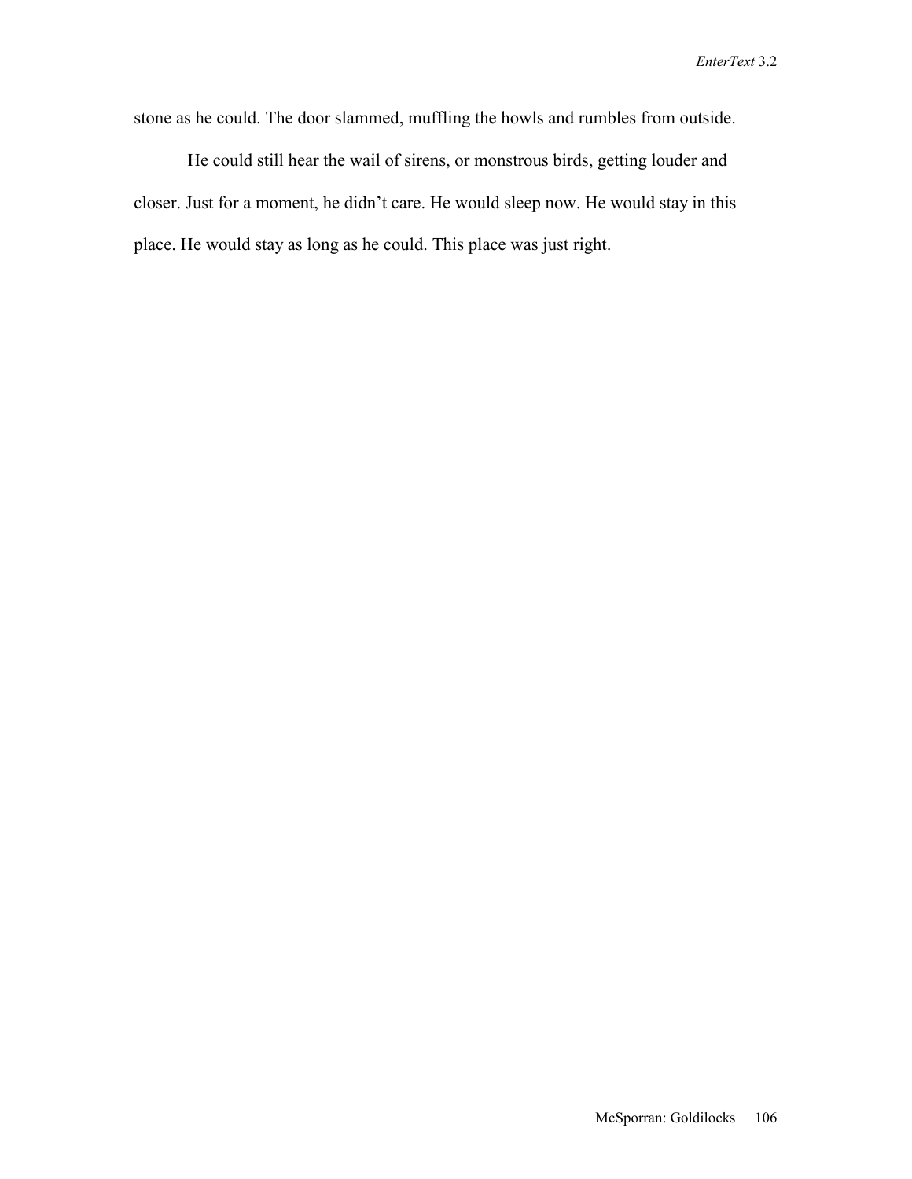stone as he could. The door slammed, muffling the howls and rumbles from outside.

He could still hear the wail of sirens, or monstrous birds, getting louder and closer. Just for a moment, he didn't care. He would sleep now. He would stay in this place. He would stay as long as he could. This place was just right.